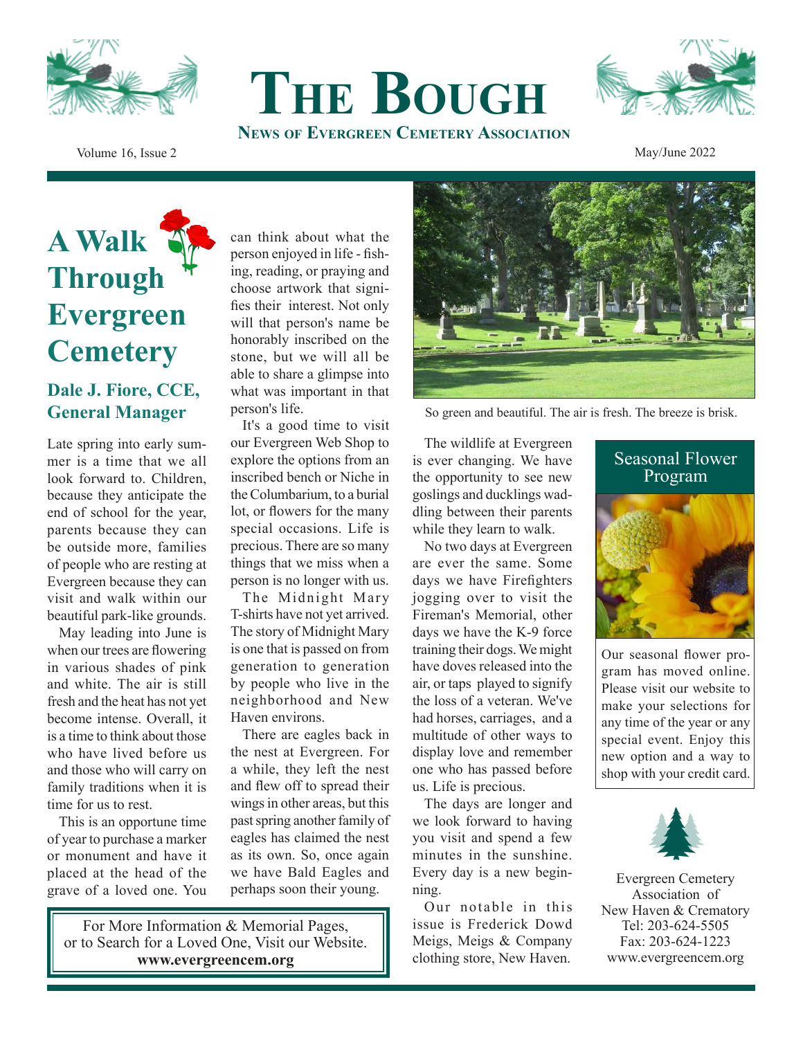# The Bough

**News of Evergreen Cemetery Association**

Volume 16, Issue 2

May/June 2022

## A Walk Through Evergreen Cemetery

### Dale J. Fiore, CCE, General Manager

Late spring into early summer is a time that we all look forward to. Children, because they anticipate the end of school for the year, parents because they can be outside more, families of people who are resting at Evergreen because they can visit and walk within our beautiful park-like grounds.

May leading into June is when our trees are flowering in various shades of pink and white. The air is still fresh and the heat has not yet become intense. Overall, it is a time to think about those who have lived before us and those who will carry on family traditions when it is time for us to rest.

This is an opportune time of year to purchase a marker or monument and have it placed at the head of the grave of a loved one. You can think about what the person enjoyed in life - fishing, reading, or praying and choose artwork that signifies their interest. Not only will that person's name be honorably inscribed on the stone, but we will all be able to share a glimpse into what was important in that person's life.

It's a good time to visit our Evergreen Web Shop to explore the options from an inscribed bench or Niche in the Columbarium, to a burial lot, or flowers for the many special occasions. Life is precious. There are so many things that we miss when a person is no longer with us.

The Midnight Mary T-shirts have not yet arrived. The story of Midnight Mary is one that is passed on from generation to generation by people who live in the neighborhood and New Haven environs.

There are eagles back in the nest at Evergreen. For a while, they left the nest and flew off to spread their wings in other areas, but this past spring another family of eagles has claimed the nest as its own. So, once again we have Bald Eagles and perhaps soon their young.

So green and beautiful. The air is fresh. The breeze is brisk.

The wildlife at Evergreen is ever changing. We have the opportunity to see new goslings and ducklings waddling between their parents while they learn to walk.

No two days at Evergreen are ever the same. Some days we have Firefighters jogging over to visit the Fireman's Memorial, other days we have the K-9 force training their dogs. We might have doves released into the air, or taps played to signify the loss of a veteran. We've had horses, carriages, and a multitude of other ways to display love and remember one who has passed before us. Life is precious.

The days are longer and we look forward to having you visit and spend a few minutes in the sunshine. Every day is a new beginning.

Our notable in this issue is Frederick Dowd Meigs, Meigs & Company clothing store, New Haven.

For More Information & Memorial Pages, or to Search for a Loved One, Visit our Website.
**www.evergreencem.org**

### Seasonal Flower Program

Our seasonal flower program has moved online. Please visit our website to make your selections for any time of the year or any special event. Enjoy this new option and a way to shop with your credit card.

Evergreen Cemetery Association of New Haven & Crematory
Tel: 203-624-5505
Fax: 203-624-1223
www.evergreencem.org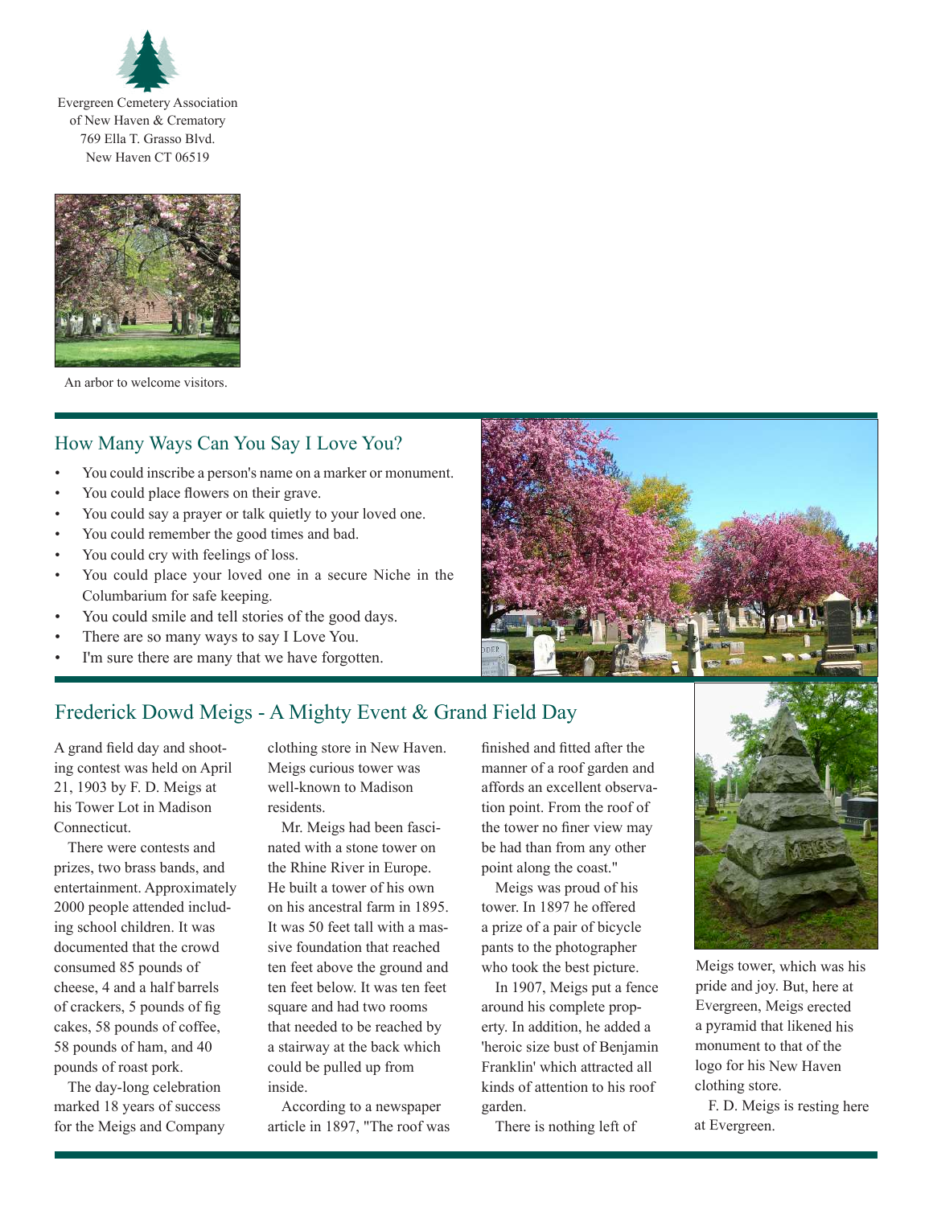Evergreen Cemetery Association
of New Haven & Crematory
769 Ella T. Grasso Blvd.
New Haven CT 06519

An arbor to welcome visitors.

## How Many Ways Can You Say I Love You?

- You could inscribe a person's name on a marker or monument.
- You could place flowers on their grave.
- You could say a prayer or talk quietly to your loved one.
- You could remember the good times and bad.
- You could cry with feelings of loss.
- You could place your loved one in a secure Niche in the Columbarium for safe keeping.
- You could smile and tell stories of the good days.
- There are so many ways to say I Love You.
- I'm sure there are many that we have forgotten.

## Frederick Dowd Meigs - A Mighty Event & Grand Field Day

A grand field day and shooting contest was held on April 21, 1903 by F. D. Meigs at his Tower Lot in Madison Connecticut.

There were contests and prizes, two brass bands, and entertainment. Approximately 2000 people attended including school children. It was documented that the crowd consumed 85 pounds of cheese, 4 and a half barrels of crackers, 5 pounds of fig cakes, 58 pounds of coffee, 58 pounds of ham, and 40 pounds of roast pork.

The day-long celebration marked 18 years of success for the Meigs and Company clothing store in New Haven. Meigs curious tower was well-known to Madison residents.

Mr. Meigs had been fascinated with a stone tower on the Rhine River in Europe. He built a tower of his own on his ancestral farm in 1895. It was 50 feet tall with a massive foundation that reached ten feet above the ground and ten feet below. It was ten feet square and had two rooms that needed to be reached by a stairway at the back which could be pulled up from inside.

According to a newspaper article in 1897, "The roof was finished and fitted after the manner of a roof garden and affords an excellent observation point. From the roof of the tower no finer view may be had than from any other point along the coast."

Meigs was proud of his tower. In 1897 he offered a prize of a pair of bicycle pants to the photographer who took the best picture.

In 1907, Meigs put a fence around his complete property. In addition, he added a 'heroic size bust of Benjamin Franklin' which attracted all kinds of attention to his roof garden.

There is nothing left of Meigs tower, which was his pride and joy. But, here at Evergreen, Meigs erected a pyramid that likened his monument to that of the logo for his New Haven clothing store.

F. D. Meigs is resting here at Evergreen.